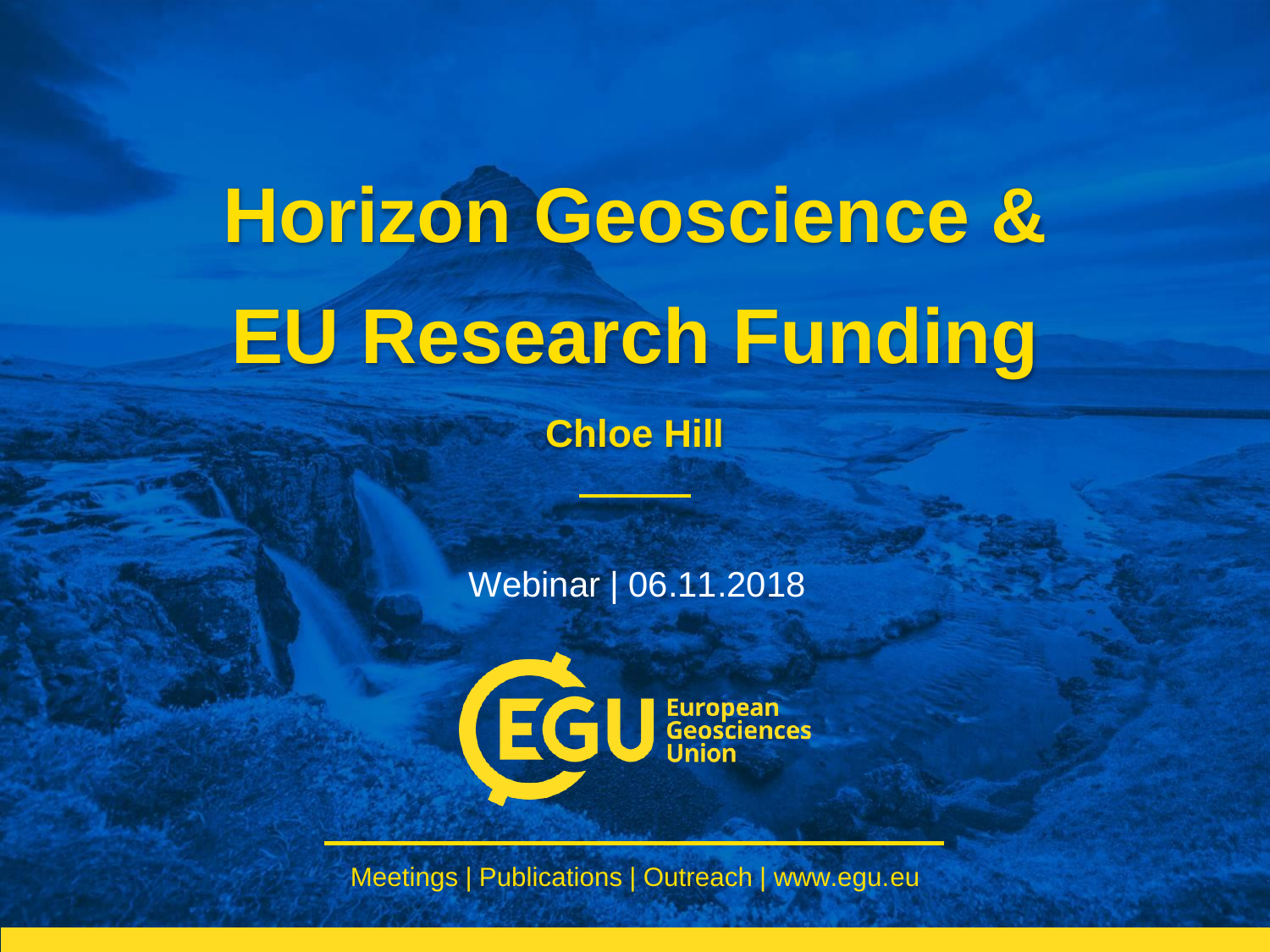# Horizon Geoscience & EU Research Funding

**Chloe Hill**

Webinar | 06.11.2018

European Geosciences Union

Meetings | Publications | Outreach | www.egu.eu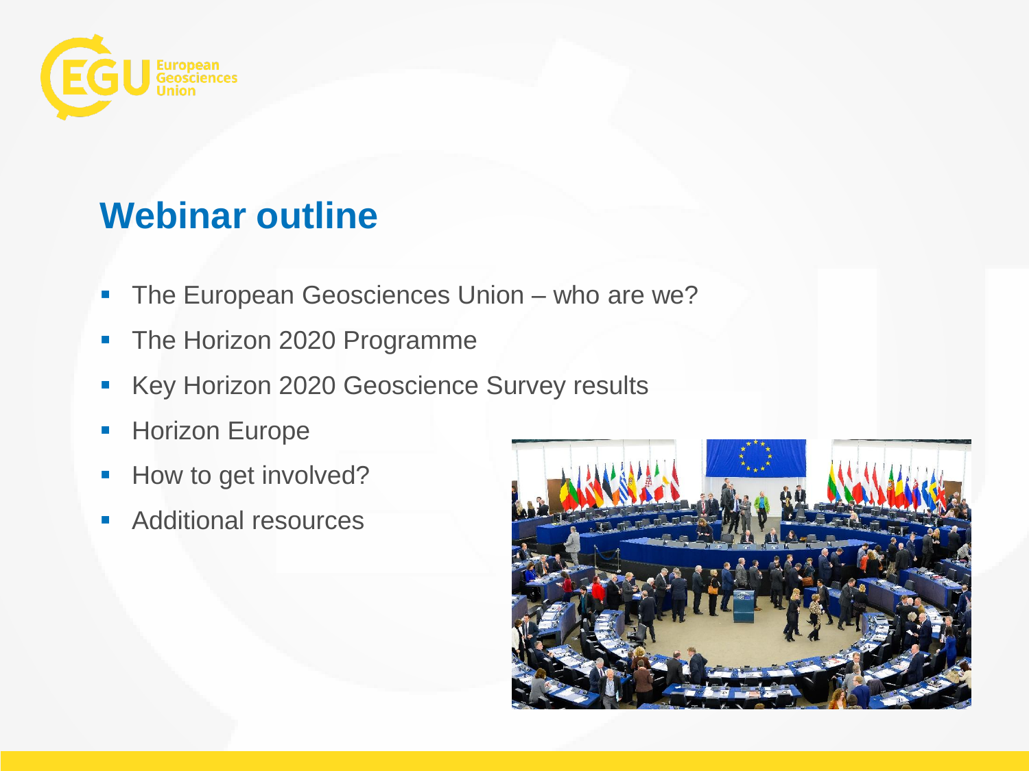## Webinar outline

- The European Geosciences Union – who are we?
- The Horizon 2020 Programme
- Key Horizon 2020 Geoscience Survey results
- Horizon Europe
- How to get involved?
- Additional resources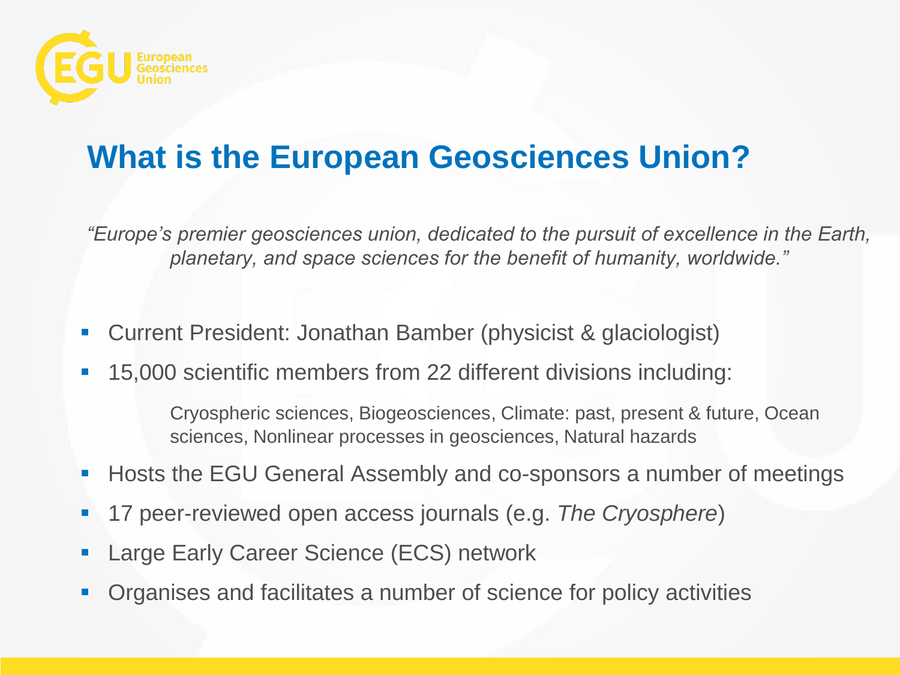# What is the European Geosciences Union?

*"Europe's premier geosciences union, dedicated to the pursuit of excellence in the Earth, planetary, and space sciences for the benefit of humanity, worldwide."*

- Current President: Jonathan Bamber (physicist & glaciologist)
- 15,000 scientific members from 22 different divisions including:

  Cryospheric sciences, Biogeosciences, Climate: past, present & future, Ocean sciences, Nonlinear processes in geosciences, Natural hazards

- Hosts the EGU General Assembly and co-sponsors a number of meetings
- 17 peer-reviewed open access journals (e.g. *The Cryosphere*)
- Large Early Career Science (ECS) network
- Organises and facilitates a number of science for policy activities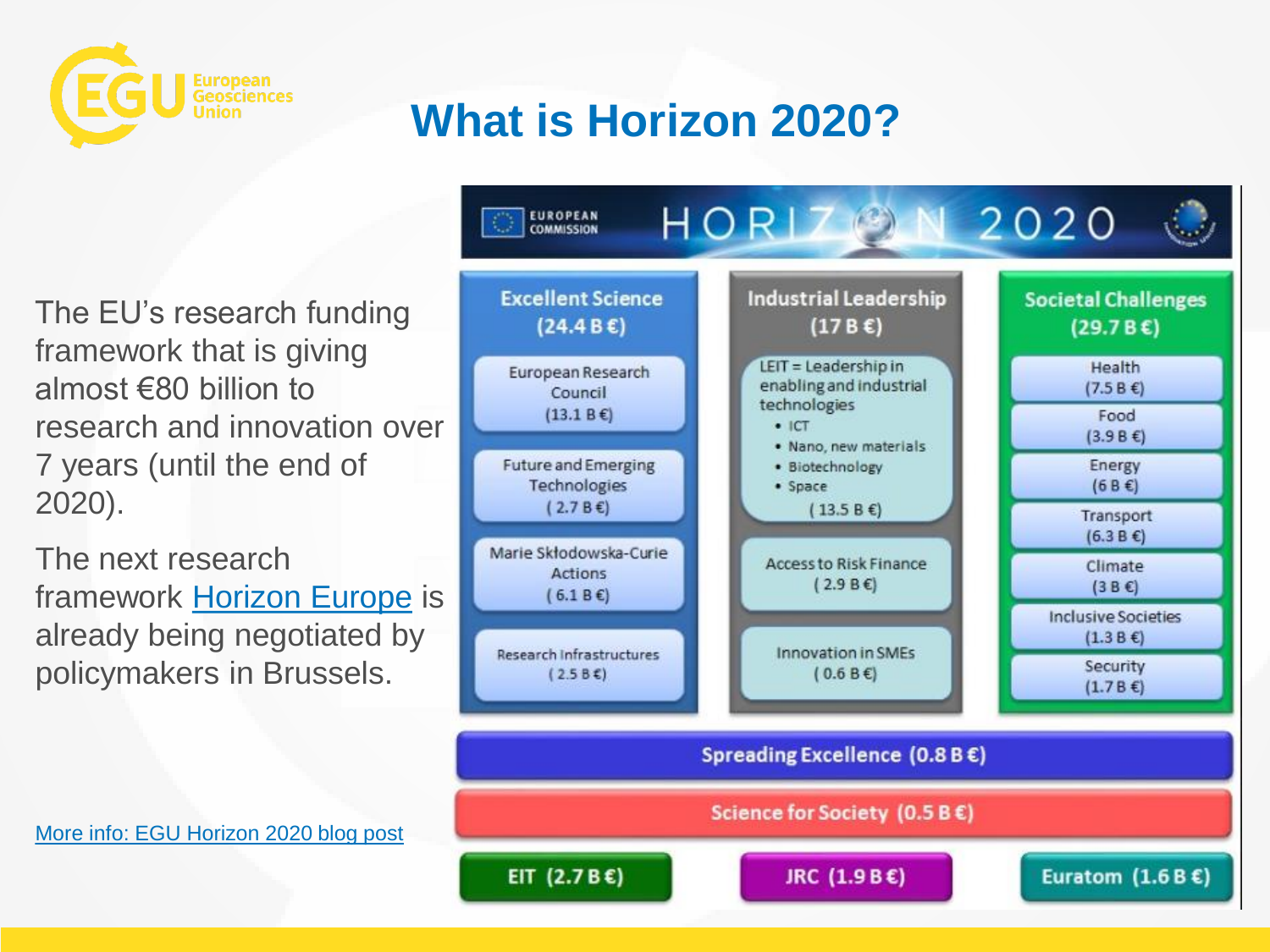# What is Horizon 2020?

The EU's research funding framework that is giving almost €80 billion to research and innovation over 7 years (until the end of 2020).

The next research framework Horizon Europe is already being negotiated by policymakers in Brussels.

More info: EGU Horizon 2020 blog post

EUROPEAN COMMISSION — HORIZON 2020

| Excellent Science (24.4 B €) | Industrial Leadership (17 B €) | Societal Challenges (29.7 B €) |
| --- | --- | --- |
| European Research Council (13.1 B €) | LEIT = Leadership in enabling and industrial technologies: ICT; Nano, new materials; Biotechnology; Space (13.5 B €) | Health (7.5 B €) |
| Future and Emerging Technologies (2.7 B €) | | Food (3.9 B €) |
| Marie Skłodowska-Curie Actions (6.1 B €) | Access to Risk Finance (2.9 B €) | Energy (6 B €) |
| Research Infrastructures (2.5 B €) | Innovation in SMEs (0.6 B €) | Transport (6.3 B €) |
| | | Climate (3 B €) |
| | | Inclusive Societies (1.3 B €) |
| | | Security (1.7 B €) |

Spreading Excellence (0.8 B €)

Science for Society (0.5 B €)

EIT (2.7 B €) | JRC (1.9 B €) | Euratom (1.6 B €)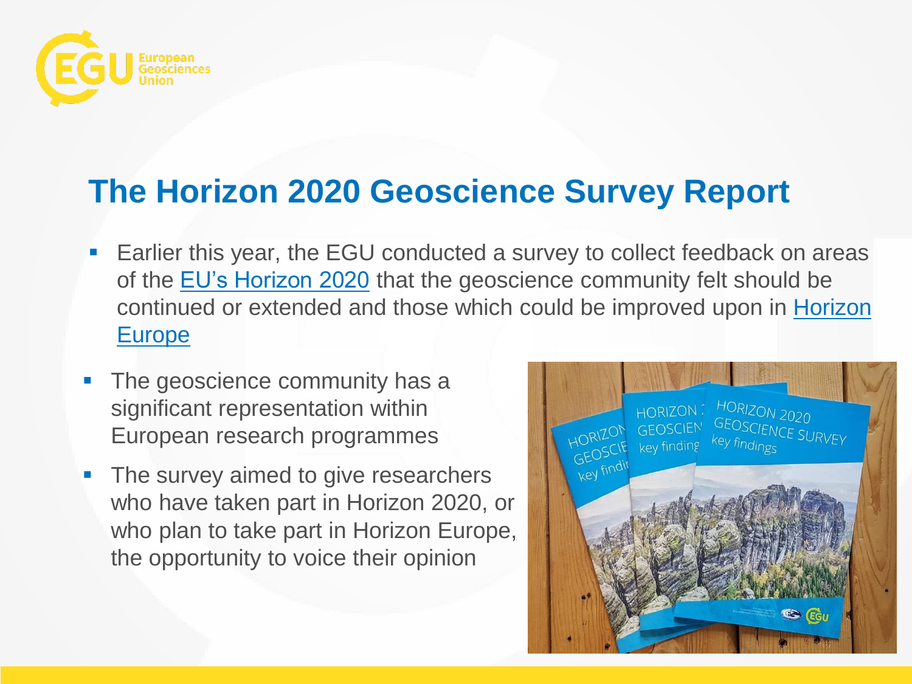## The Horizon 2020 Geoscience Survey Report

- Earlier this year, the EGU conducted a survey to collect feedback on areas of the EU's Horizon 2020 that the geoscience community felt should be continued or extended and those which could be improved upon in Horizon Europe
- The geoscience community has a significant representation within European research programmes
- The survey aimed to give researchers who have taken part in Horizon 2020, or who plan to take part in Horizon Europe, the opportunity to voice their opinion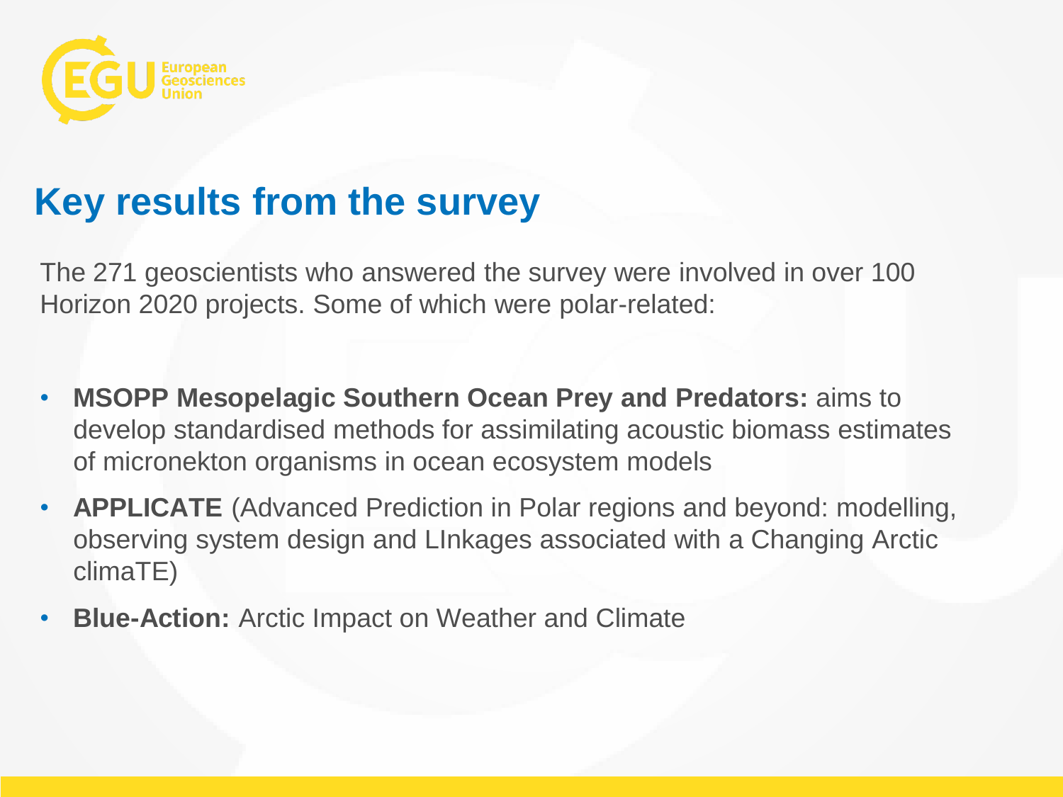## Key results from the survey

The 271 geoscientists who answered the survey were involved in over 100 Horizon 2020 projects. Some of which were polar-related:

- **MSOPP Mesopelagic Southern Ocean Prey and Predators:** aims to develop standardised methods for assimilating acoustic biomass estimates of micronekton organisms in ocean ecosystem models
- **APPLICATE** (Advanced Prediction in Polar regions and beyond: modelling, observing system design and LInkages associated with a Changing Arctic climaTE)
- **Blue-Action:** Arctic Impact on Weather and Climate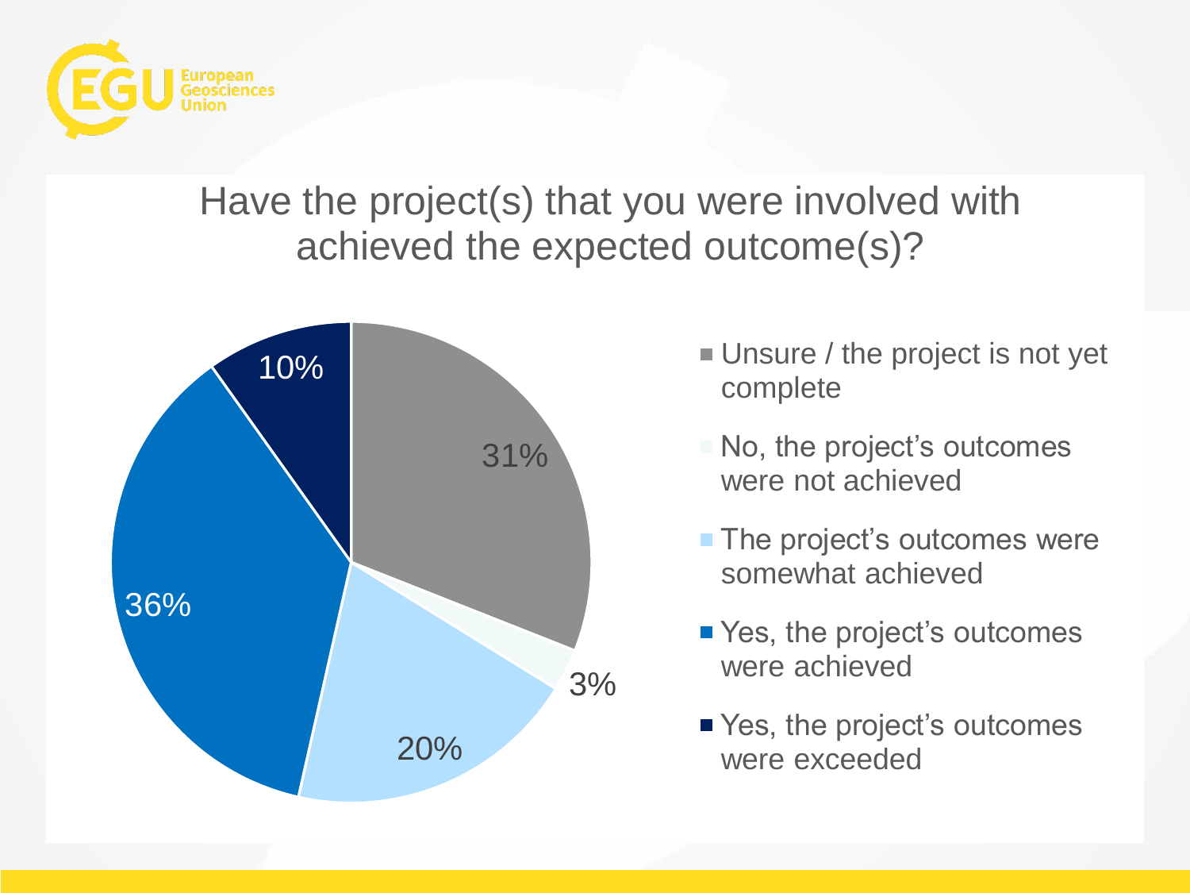## Have the project(s) that you were involved with achieved the expected outcome(s)?

| Response | Percentage |
| --- | --- |
| Unsure / the project is not yet complete | 31% |
| No, the project's outcomes were not achieved | 3% |
| The project's outcomes were somewhat achieved | 20% |
| Yes, the project's outcomes were achieved | 36% |
| Yes, the project's outcomes were exceeded | 10% |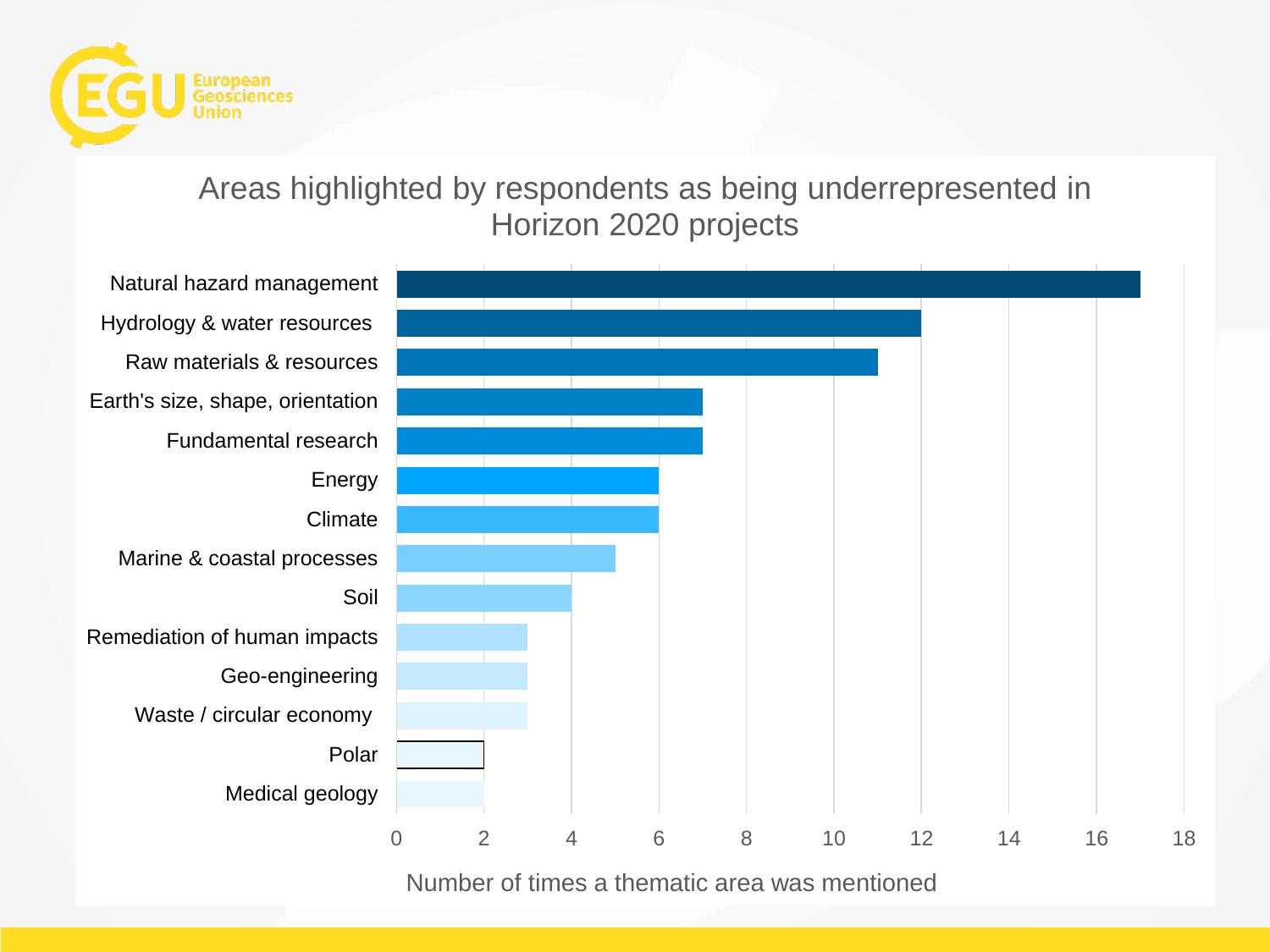# Areas highlighted by respondents as being underrepresented in Horizon 2020 projects

| Thematic area | Number of times a thematic area was mentioned |
|---|---|
| Natural hazard management | 17 |
| Hydrology & water resources | 12 |
| Raw materials & resources | 11 |
| Earth's size, shape, orientation | 7 |
| Fundamental research | 7 |
| Energy | 6 |
| Climate | 6 |
| Marine & coastal processes | 5 |
| Soil | 4 |
| Remediation of human impacts | 3 |
| Geo-engineering | 3 |
| Waste / circular economy | 3 |
| Polar | 2 |
| Medical geology | 2 |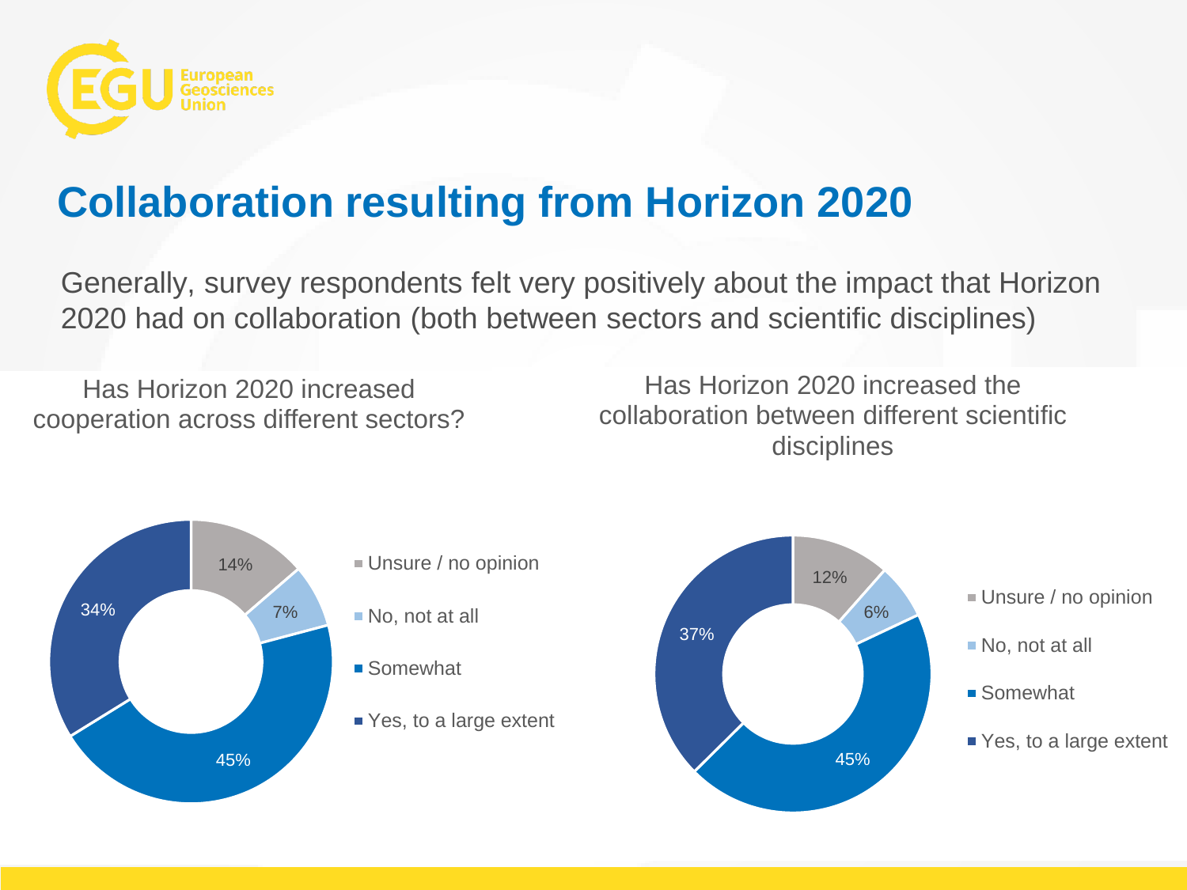# Collaboration resulting from Horizon 2020

Generally, survey respondents felt very positively about the impact that Horizon 2020 had on collaboration (both between sectors and scientific disciplines)

Has Horizon 2020 increased cooperation across different sectors?

| Response | Percentage |
| --- | --- |
| Unsure / no opinion | 14% |
| No, not at all | 7% |
| Somewhat | 45% |
| Yes, to a large extent | 34% |

Has Horizon 2020 increased the collaboration between different scientific disciplines

| Response | Percentage |
| --- | --- |
| Unsure / no opinion | 12% |
| No, not at all | 6% |
| Somewhat | 45% |
| Yes, to a large extent | 37% |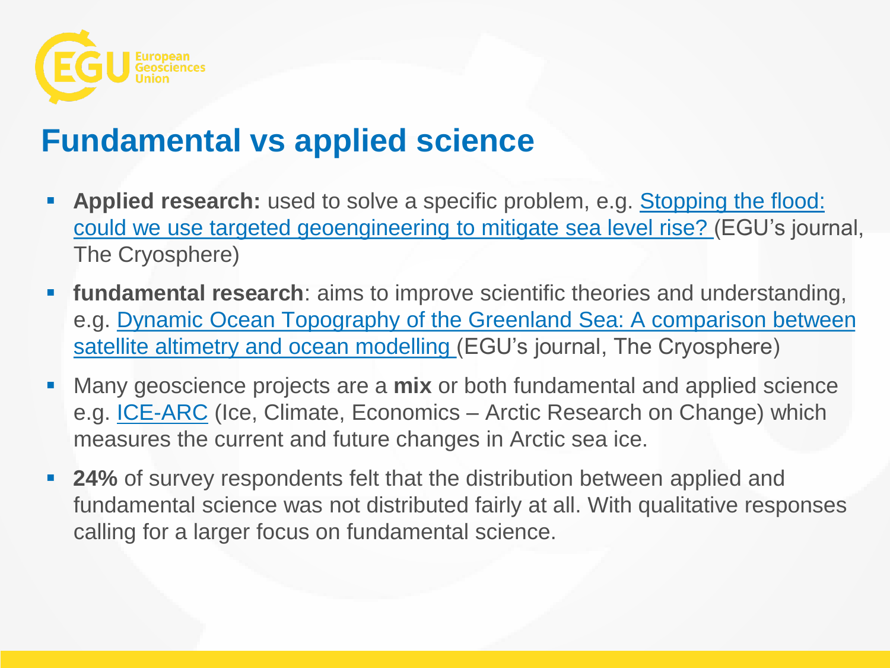# Fundamental vs applied science

- **Applied research:** used to solve a specific problem, e.g. Stopping the flood: could we use targeted geoengineering to mitigate sea level rise? (EGU's journal, The Cryosphere)
- **fundamental research**: aims to improve scientific theories and understanding, e.g. Dynamic Ocean Topography of the Greenland Sea: A comparison between satellite altimetry and ocean modelling (EGU's journal, The Cryosphere)
- Many geoscience projects are a **mix** or both fundamental and applied science e.g. ICE-ARC (Ice, Climate, Economics – Arctic Research on Change) which measures the current and future changes in Arctic sea ice.
- **24%** of survey respondents felt that the distribution between applied and fundamental science was not distributed fairly at all. With qualitative responses calling for a larger focus on fundamental science.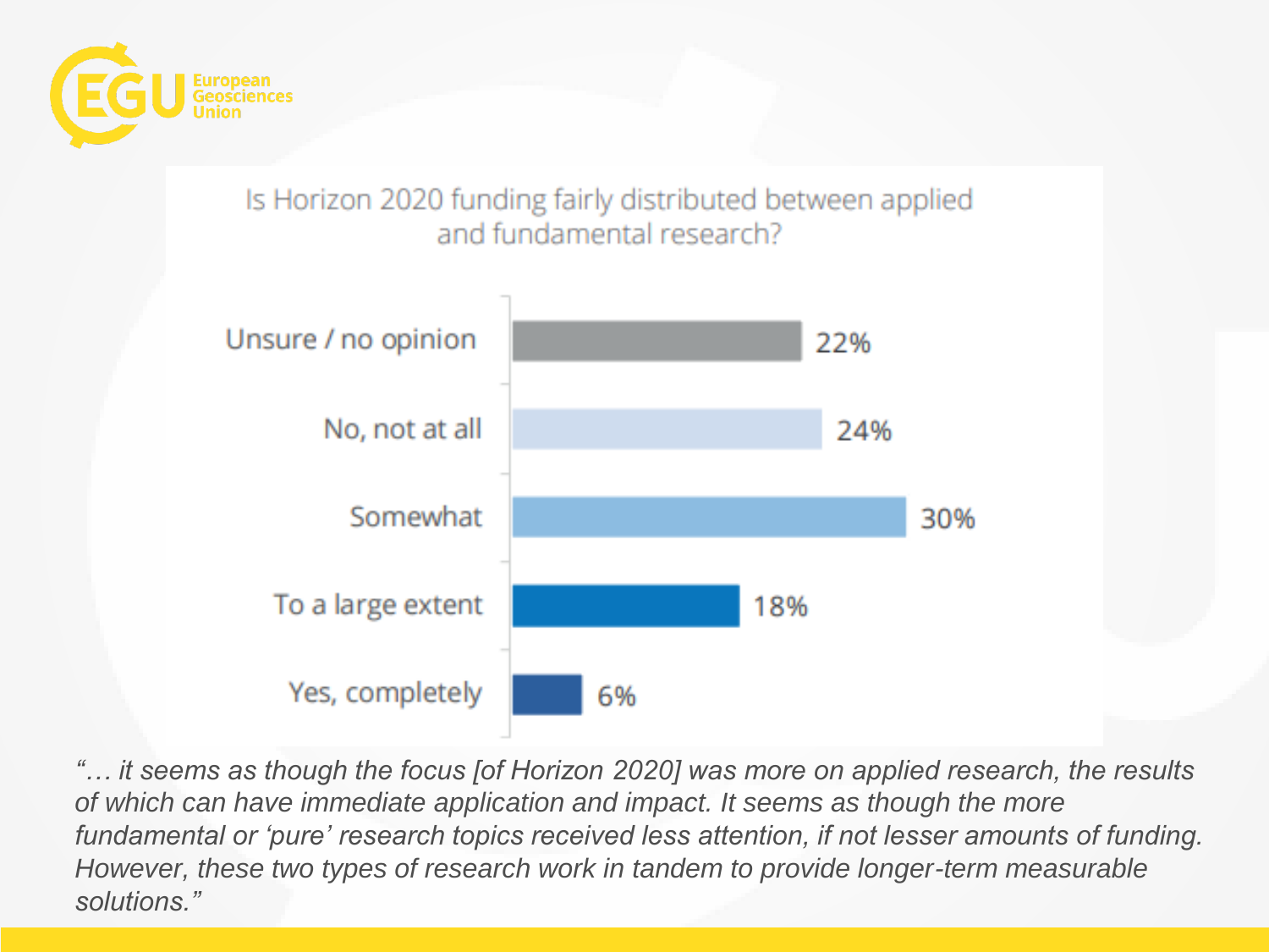Is Horizon 2020 funding fairly distributed between applied and fundamental research?

| Response | Percentage |
| --- | --- |
| Unsure / no opinion | 22% |
| No, not at all | 24% |
| Somewhat | 30% |
| To a large extent | 18% |
| Yes, completely | 6% |

*"… it seems as though the focus [of Horizon 2020] was more on applied research, the results of which can have immediate application and impact. It seems as though the more fundamental or 'pure' research topics received less attention, if not lesser amounts of funding. However, these two types of research work in tandem to provide longer-term measurable solutions."*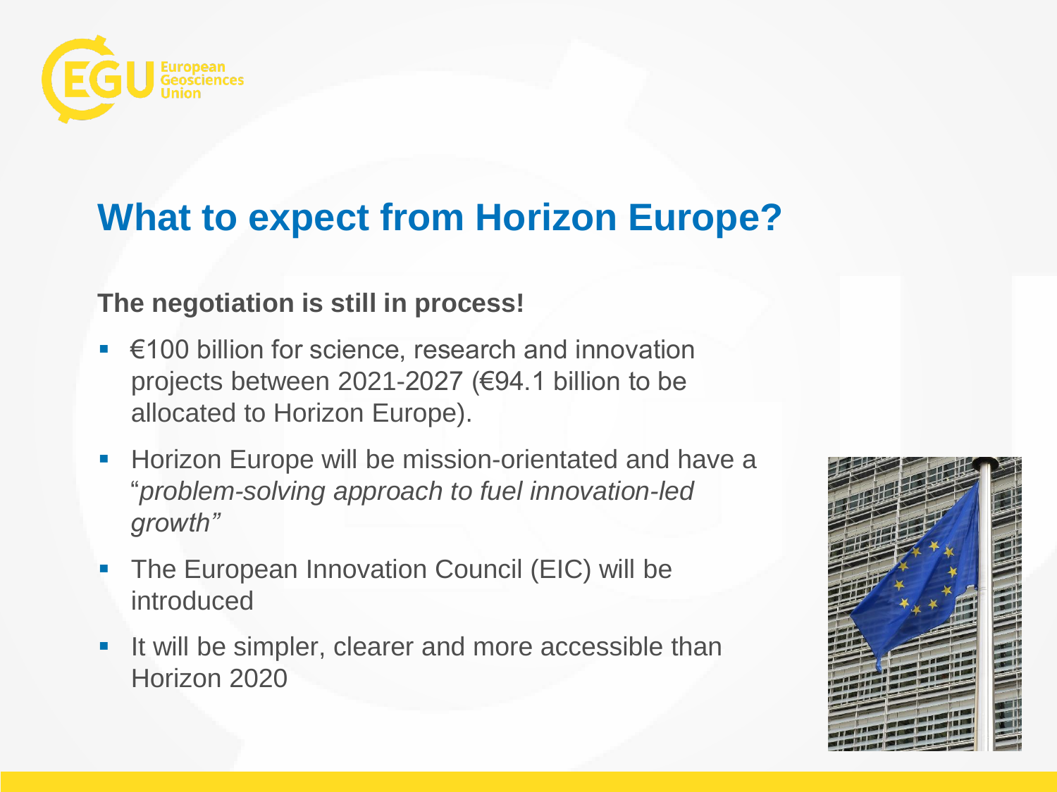# What to expect from Horizon Europe?

**The negotiation is still in process!**

- €100 billion for science, research and innovation projects between 2021-2027 (€94.1 billion to be allocated to Horizon Europe).
- Horizon Europe will be mission-orientated and have a "*problem-solving approach to fuel innovation-led growth"*
- The European Innovation Council (EIC) will be introduced
- It will be simpler, clearer and more accessible than Horizon 2020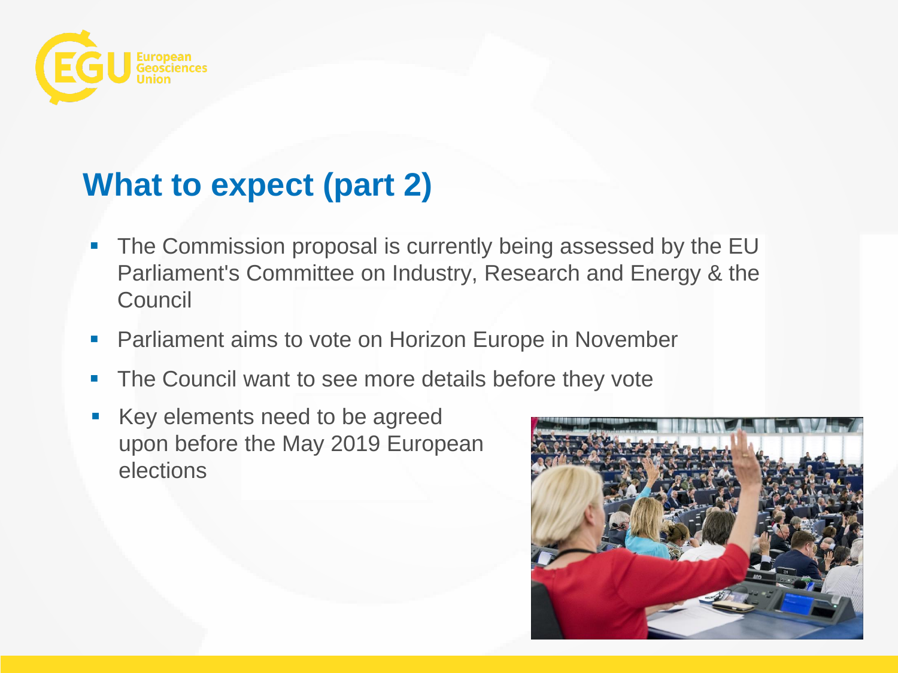## What to expect (part 2)

- The Commission proposal is currently being assessed by the EU Parliament's Committee on Industry, Research and Energy & the Council
- Parliament aims to vote on Horizon Europe in November
- The Council want to see more details before they vote
- Key elements need to be agreed upon before the May 2019 European elections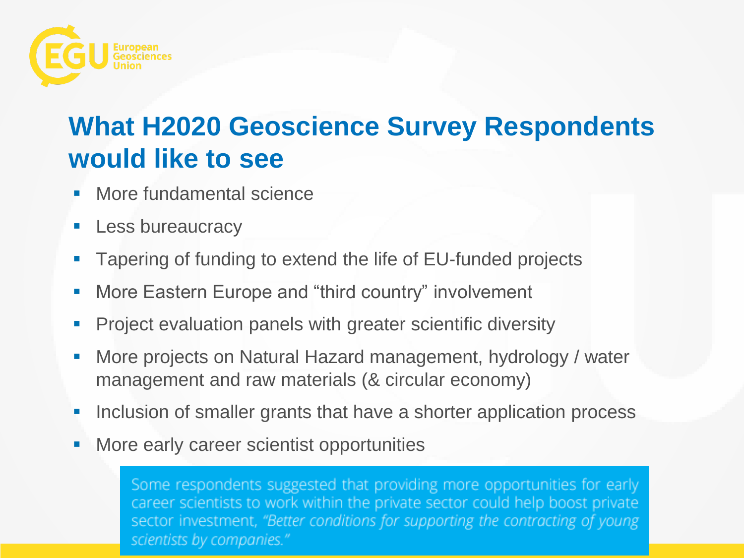## What H2020 Geoscience Survey Respondents would like to see

- More fundamental science
- Less bureaucracy
- Tapering of funding to extend the life of EU-funded projects
- More Eastern Europe and "third country" involvement
- Project evaluation panels with greater scientific diversity
- More projects on Natural Hazard management, hydrology / water management and raw materials (& circular economy)
- Inclusion of smaller grants that have a shorter application process
- More early career scientist opportunities

Some respondents suggested that providing more opportunities for early career scientists to work within the private sector could help boost private sector investment, *"Better conditions for supporting the contracting of young scientists by companies."*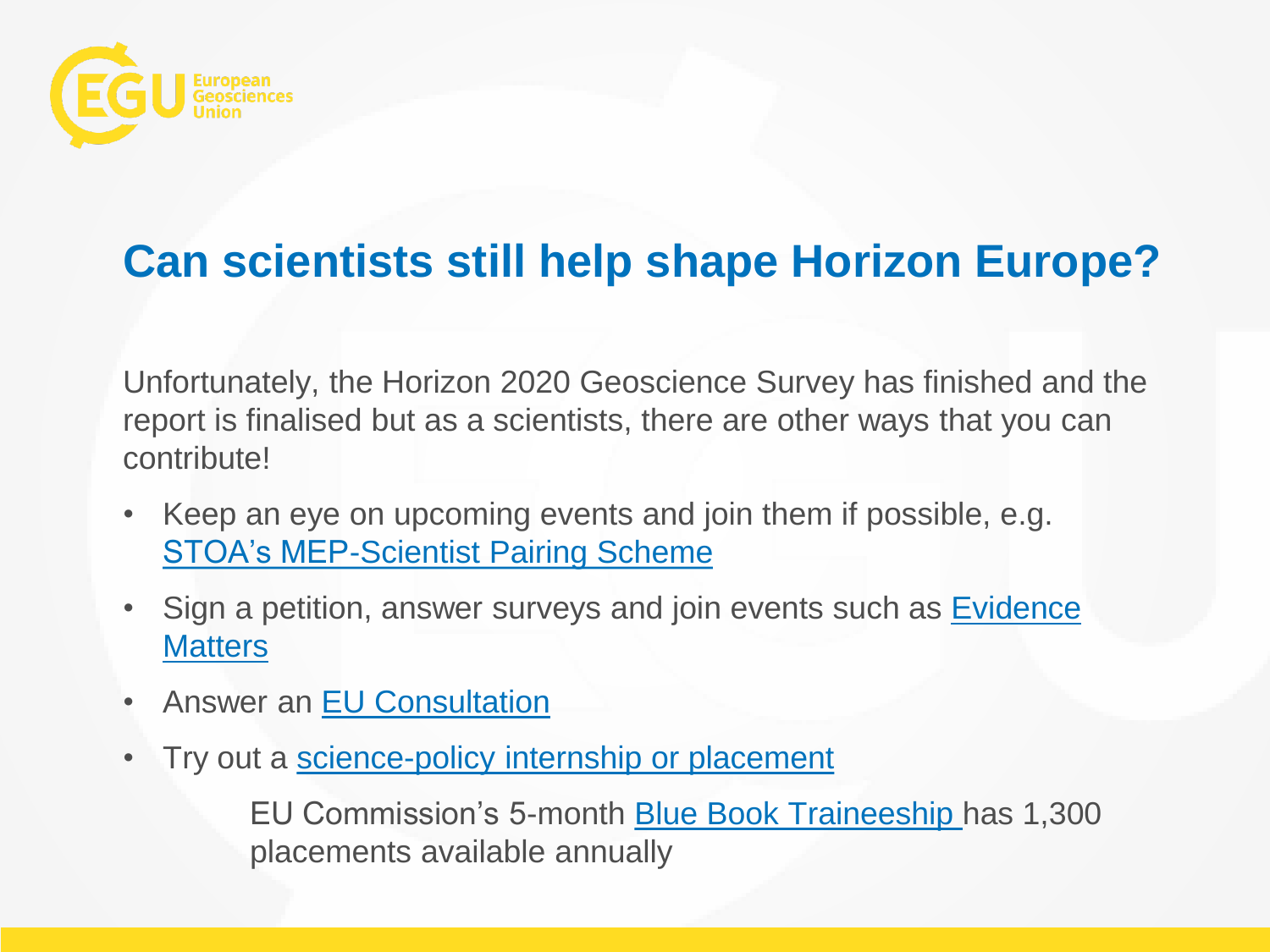## Can scientists still help shape Horizon Europe?

Unfortunately, the Horizon 2020 Geoscience Survey has finished and the report is finalised but as a scientists, there are other ways that you can contribute!

- Keep an eye on upcoming events and join them if possible, e.g. STOA's MEP-Scientist Pairing Scheme
- Sign a petition, answer surveys and join events such as Evidence Matters
- Answer an EU Consultation
- Try out a science-policy internship or placement

  EU Commission's 5-month Blue Book Traineeship has 1,300 placements available annually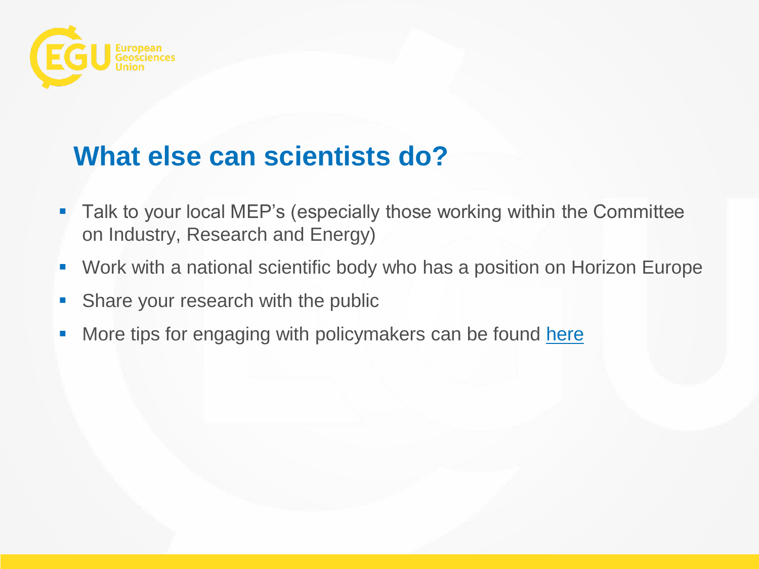## What else can scientists do?

- Talk to your local MEP's (especially those working within the Committee on Industry, Research and Energy)
- Work with a national scientific body who has a position on Horizon Europe
- Share your research with the public
- More tips for engaging with policymakers can be found here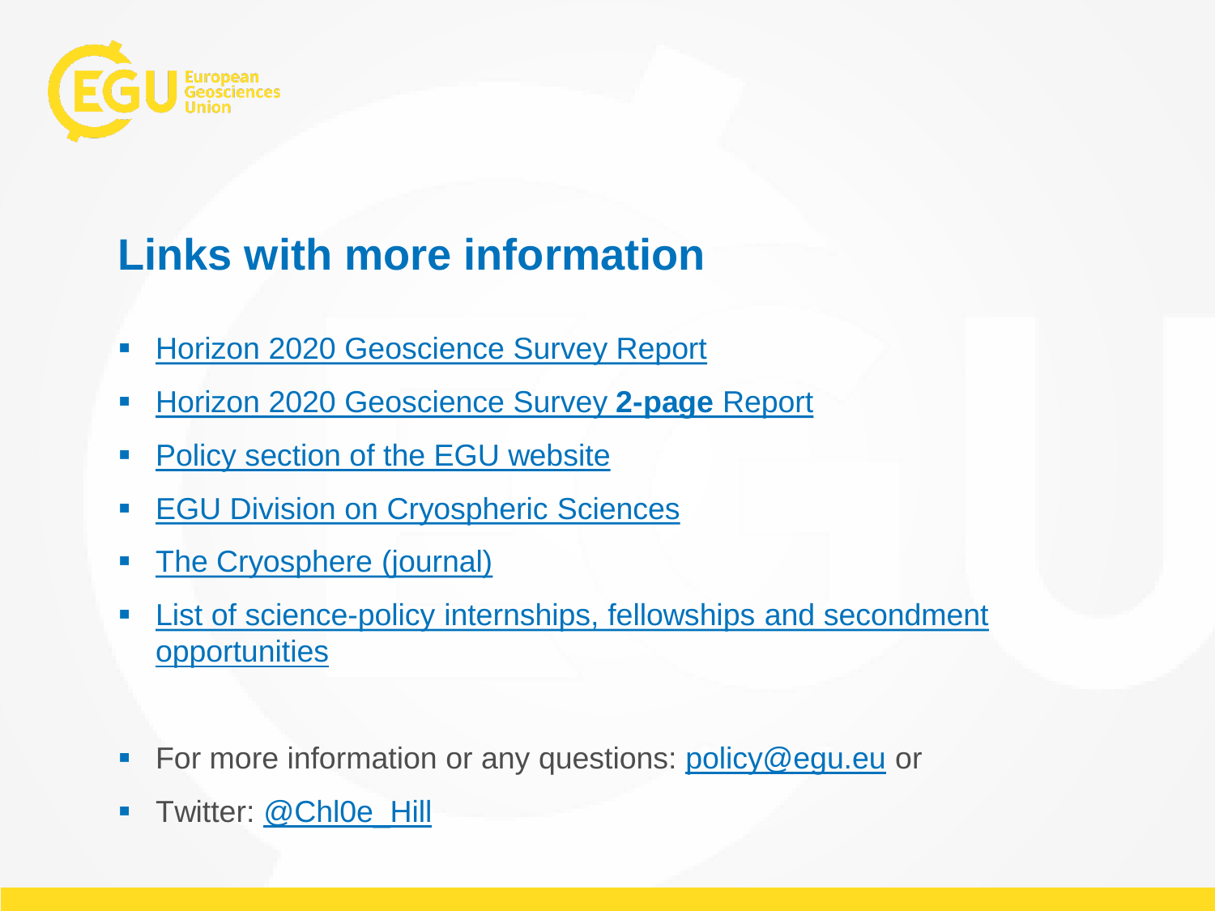# Links with more information

- Horizon 2020 Geoscience Survey Report
- Horizon 2020 Geoscience Survey **2-page** Report
- Policy section of the EGU website
- EGU Division on Cryospheric Sciences
- The Cryosphere (journal)
- List of science-policy internships, fellowships and secondment opportunities

- For more information or any questions: policy@egu.eu or
- Twitter: @Chl0e_Hill